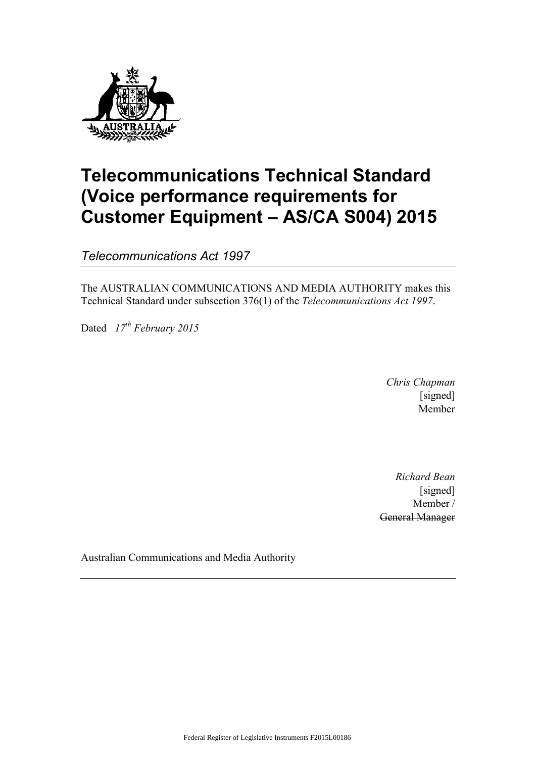# Telecommunications Technical Standard (Voice performance requirements for Customer Equipment – AS/CA S004) 2015

*Telecommunications Act 1997*

The AUSTRALIAN COMMUNICATIONS AND MEDIA AUTHORITY makes this Technical Standard under subsection 376(1) of the *Telecommunications Act 1997*.

Dated *17th February 2015*

*Chris Chapman*
[signed]
Member

*Richard Bean*
[signed]
Member /
~~General Manager~~

Australian Communications and Media Authority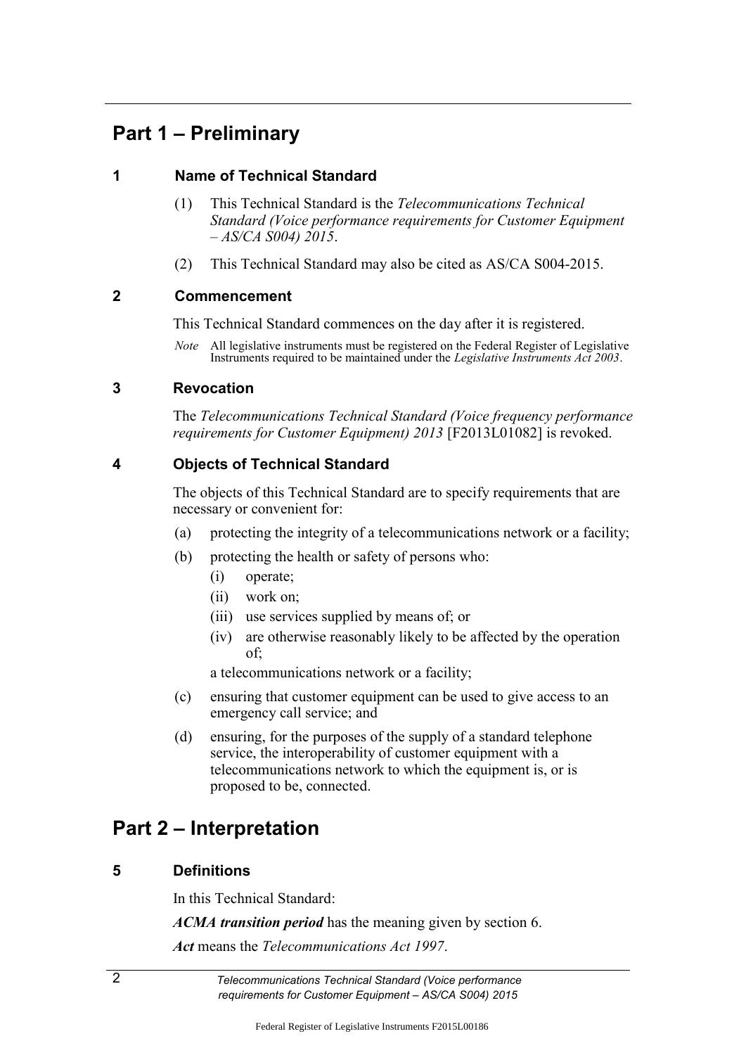# Part 1 – Preliminary

## 1 Name of Technical Standard

(1) This Technical Standard is the *Telecommunications Technical Standard (Voice performance requirements for Customer Equipment – AS/CA S004) 2015*.

(2) This Technical Standard may also be cited as AS/CA S004-2015.

## 2 Commencement

This Technical Standard commences on the day after it is registered.

*Note* All legislative instruments must be registered on the Federal Register of Legislative Instruments required to be maintained under the *Legislative Instruments Act 2003*.

## 3 Revocation

The *Telecommunications Technical Standard (Voice frequency performance requirements for Customer Equipment) 2013* [F2013L01082] is revoked.

## 4 Objects of Technical Standard

The objects of this Technical Standard are to specify requirements that are necessary or convenient for:

(a) protecting the integrity of a telecommunications network or a facility;

(b) protecting the health or safety of persons who:

  (i) operate;

  (ii) work on;

  (iii) use services supplied by means of; or

  (iv) are otherwise reasonably likely to be affected by the operation of;

a telecommunications network or a facility;

(c) ensuring that customer equipment can be used to give access to an emergency call service; and

(d) ensuring, for the purposes of the supply of a standard telephone service, the interoperability of customer equipment with a telecommunications network to which the equipment is, or is proposed to be, connected.

# Part 2 – Interpretation

## 5 Definitions

In this Technical Standard:

***ACMA transition period*** has the meaning given by section 6.

***Act*** means the *Telecommunications Act 1997*.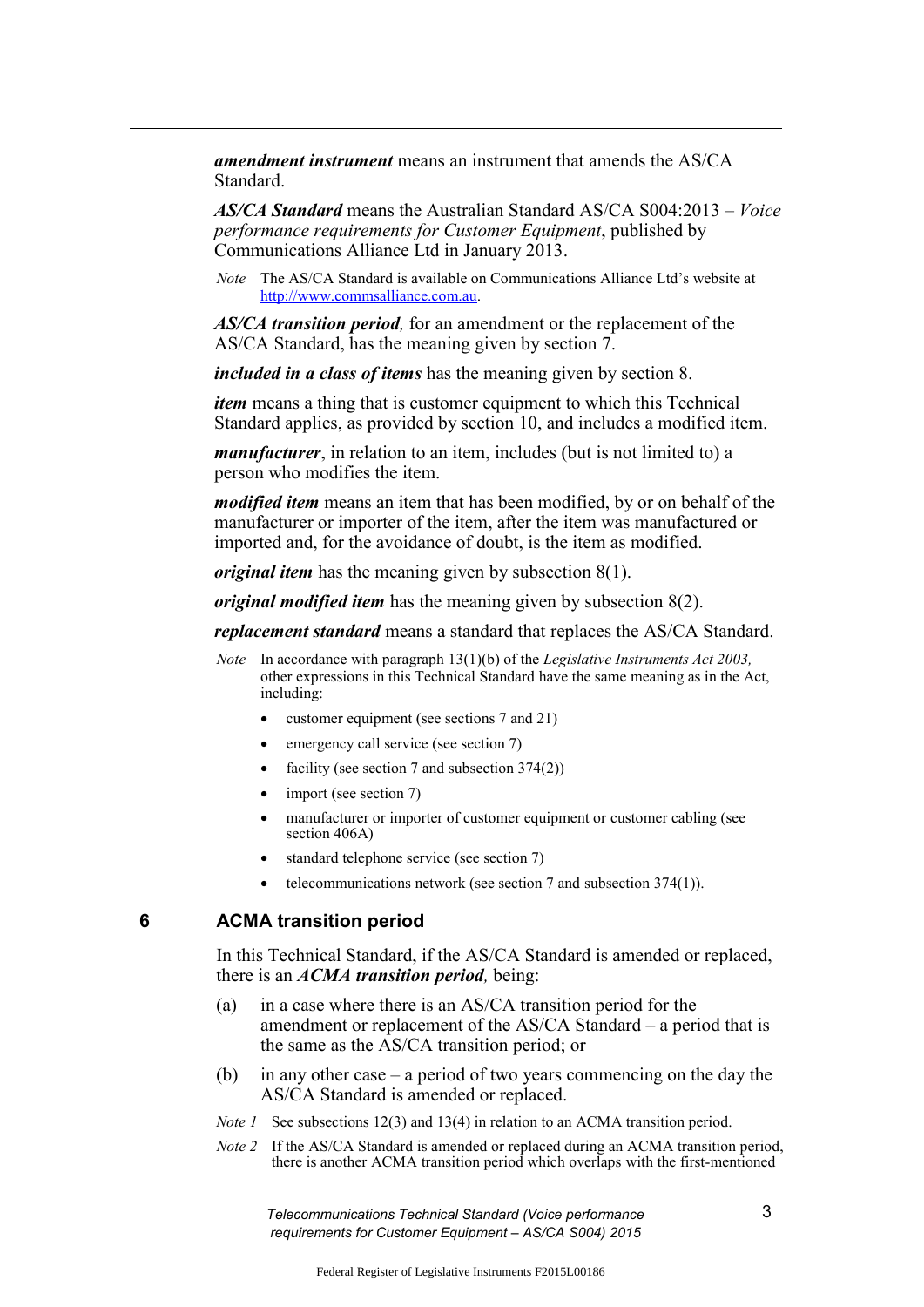***amendment instrument*** means an instrument that amends the AS/CA Standard.

***AS/CA Standard*** means the Australian Standard AS/CA S004:2013 – *Voice performance requirements for Customer Equipment*, published by Communications Alliance Ltd in January 2013.

*Note* The AS/CA Standard is available on Communications Alliance Ltd's website at http://www.commsalliance.com.au.

***AS/CA transition period****,* for an amendment or the replacement of the AS/CA Standard, has the meaning given by section 7.

***included in a class of items*** has the meaning given by section 8.

***item*** means a thing that is customer equipment to which this Technical Standard applies, as provided by section 10, and includes a modified item.

***manufacturer***, in relation to an item, includes (but is not limited to) a person who modifies the item.

***modified item*** means an item that has been modified, by or on behalf of the manufacturer or importer of the item, after the item was manufactured or imported and, for the avoidance of doubt, is the item as modified.

***original item*** has the meaning given by subsection 8(1).

***original modified item*** has the meaning given by subsection 8(2).

***replacement standard*** means a standard that replaces the AS/CA Standard.

*Note* In accordance with paragraph 13(1)(b) of the *Legislative Instruments Act 2003,* other expressions in this Technical Standard have the same meaning as in the Act, including:

- customer equipment (see sections 7 and 21)
- emergency call service (see section 7)
- facility (see section 7 and subsection 374(2))
- import (see section 7)
- manufacturer or importer of customer equipment or customer cabling (see section 406A)
- standard telephone service (see section 7)
- telecommunications network (see section 7 and subsection 374(1)).

## 6 ACMA transition period

In this Technical Standard, if the AS/CA Standard is amended or replaced, there is an ***ACMA transition period****,* being:

(a) in a case where there is an AS/CA transition period for the amendment or replacement of the AS/CA Standard – a period that is the same as the AS/CA transition period; or

(b) in any other case – a period of two years commencing on the day the AS/CA Standard is amended or replaced.

*Note 1* See subsections 12(3) and 13(4) in relation to an ACMA transition period.

*Note 2* If the AS/CA Standard is amended or replaced during an ACMA transition period, there is another ACMA transition period which overlaps with the first-mentioned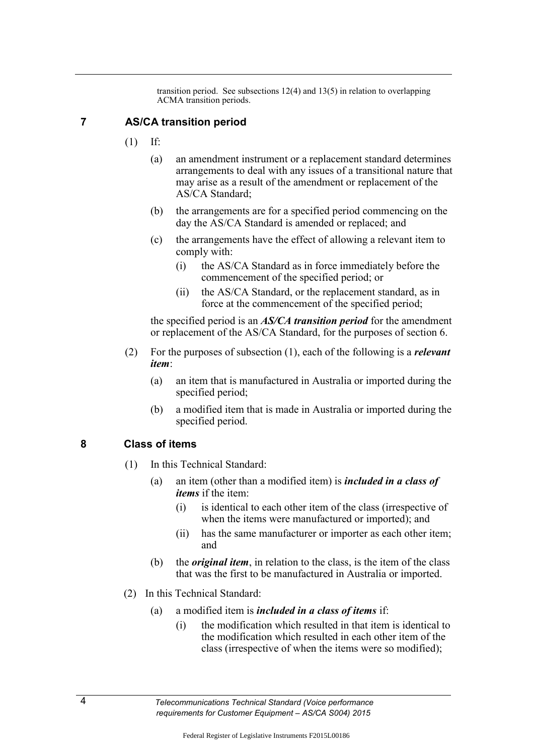transition period. See subsections 12(4) and 13(5) in relation to overlapping ACMA transition periods.

## 7 AS/CA transition period

(1) If:

(a) an amendment instrument or a replacement standard determines arrangements to deal with any issues of a transitional nature that may arise as a result of the amendment or replacement of the AS/CA Standard;

(b) the arrangements are for a specified period commencing on the day the AS/CA Standard is amended or replaced; and

(c) the arrangements have the effect of allowing a relevant item to comply with:

(i) the AS/CA Standard as in force immediately before the commencement of the specified period; or

(ii) the AS/CA Standard, or the replacement standard, as in force at the commencement of the specified period;

the specified period is an ***AS/CA transition period*** for the amendment or replacement of the AS/CA Standard, for the purposes of section 6.

(2) For the purposes of subsection (1), each of the following is a ***relevant item***:

(a) an item that is manufactured in Australia or imported during the specified period;

(b) a modified item that is made in Australia or imported during the specified period.

## 8 Class of items

(1) In this Technical Standard:

(a) an item (other than a modified item) is ***included in a class of items*** if the item:

(i) is identical to each other item of the class (irrespective of when the items were manufactured or imported); and

(ii) has the same manufacturer or importer as each other item; and

(b) the ***original item***, in relation to the class, is the item of the class that was the first to be manufactured in Australia or imported.

(2) In this Technical Standard:

(a) a modified item is ***included in a class of items*** if:

(i) the modification which resulted in that item is identical to the modification which resulted in each other item of the class (irrespective of when the items were so modified);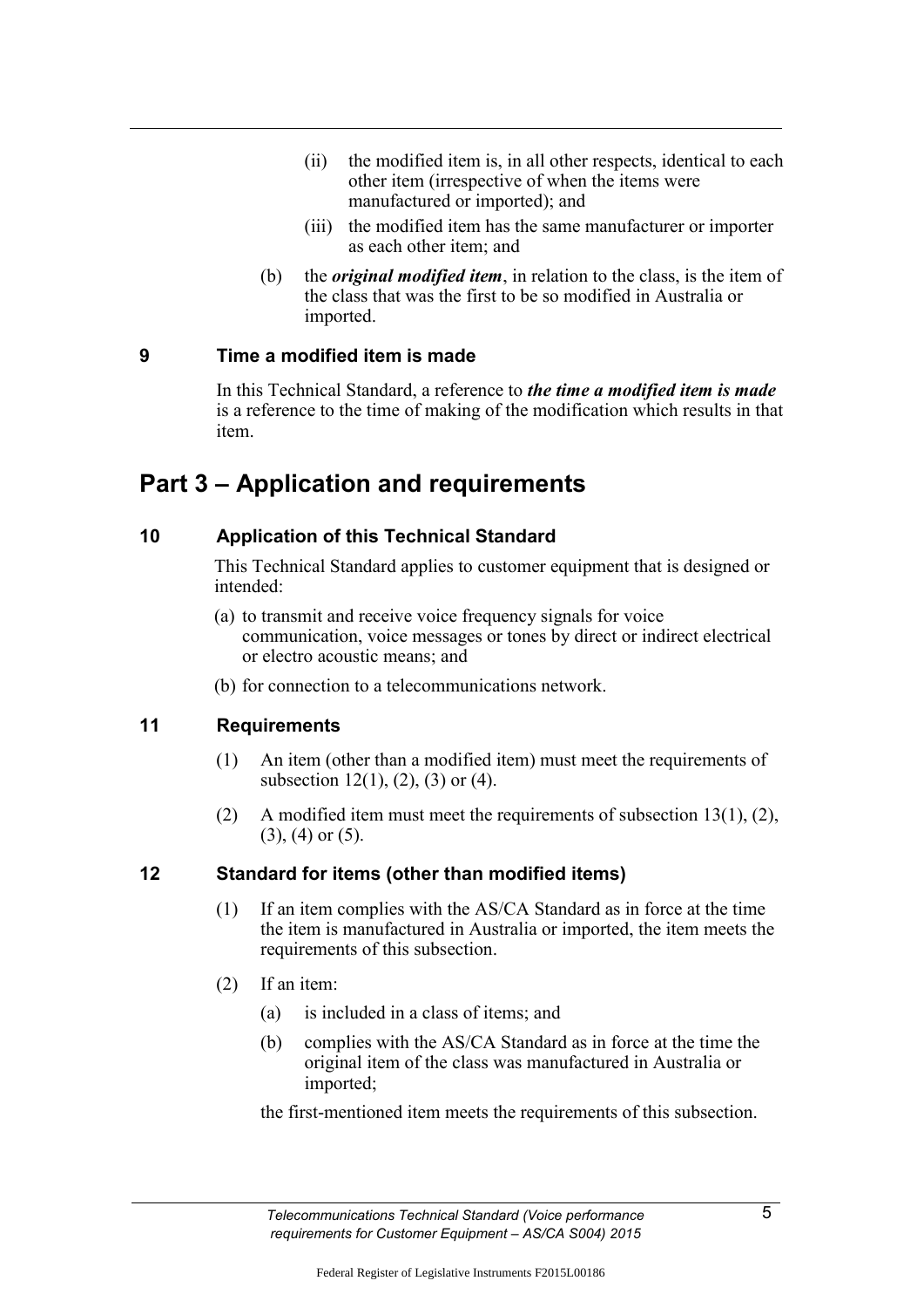(ii) the modified item is, in all other respects, identical to each other item (irrespective of when the items were manufactured or imported); and

(iii) the modified item has the same manufacturer or importer as each other item; and

(b) the ***original modified item***, in relation to the class, is the item of the class that was the first to be so modified in Australia or imported.

### 9 Time a modified item is made

In this Technical Standard, a reference to ***the time a modified item is made*** is a reference to the time of making of the modification which results in that item.

## Part 3 – Application and requirements

### 10 Application of this Technical Standard

This Technical Standard applies to customer equipment that is designed or intended:

(a) to transmit and receive voice frequency signals for voice communication, voice messages or tones by direct or indirect electrical or electro acoustic means; and

(b) for connection to a telecommunications network.

### 11 Requirements

(1) An item (other than a modified item) must meet the requirements of subsection 12(1), (2), (3) or (4).

(2) A modified item must meet the requirements of subsection 13(1), (2), (3), (4) or (5).

### 12 Standard for items (other than modified items)

(1) If an item complies with the AS/CA Standard as in force at the time the item is manufactured in Australia or imported, the item meets the requirements of this subsection.

(2) If an item:

(a) is included in a class of items; and

(b) complies with the AS/CA Standard as in force at the time the original item of the class was manufactured in Australia or imported;

the first-mentioned item meets the requirements of this subsection.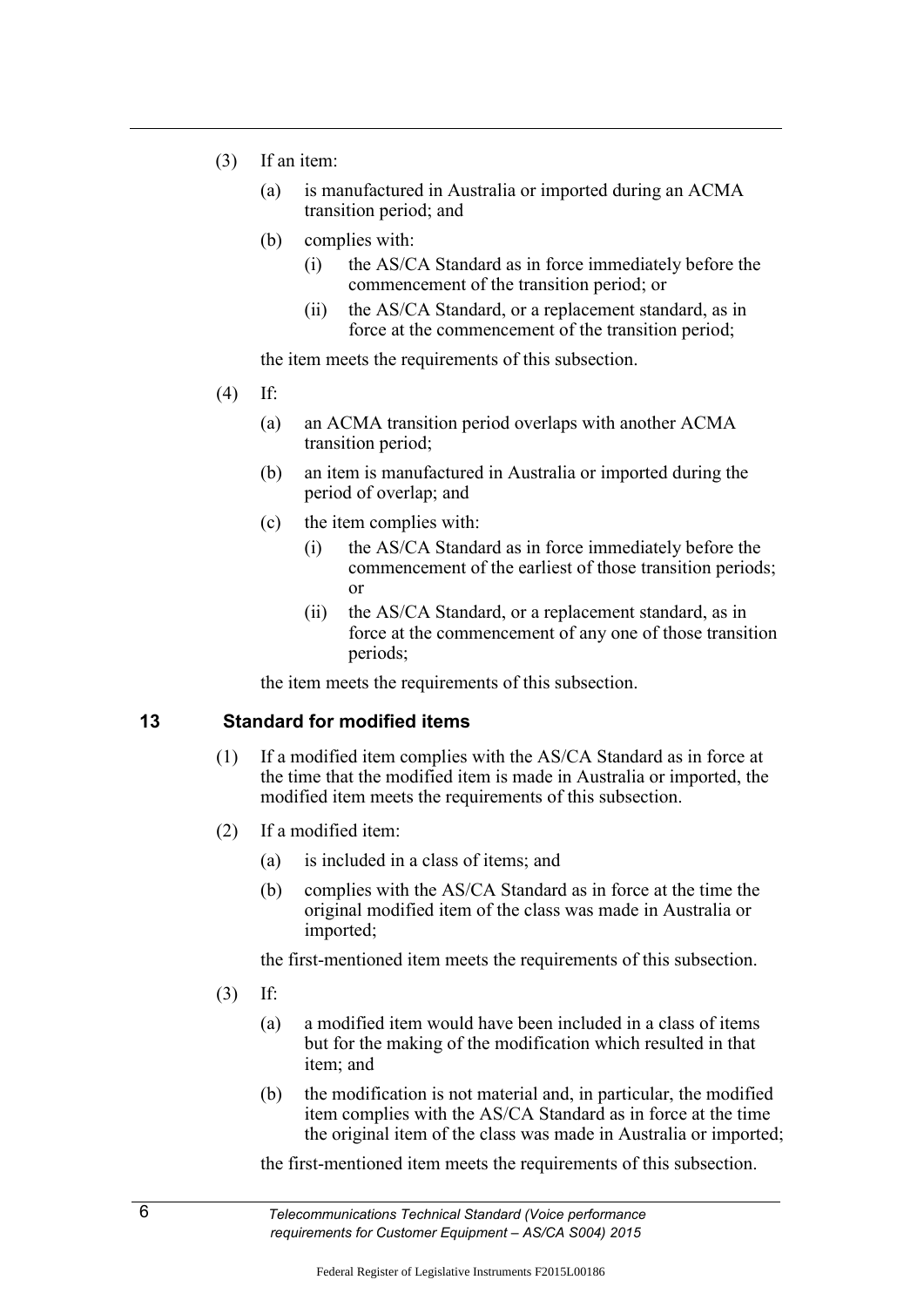(3) If an item:

(a) is manufactured in Australia or imported during an ACMA transition period; and

(b) complies with:

(i) the AS/CA Standard as in force immediately before the commencement of the transition period; or

(ii) the AS/CA Standard, or a replacement standard, as in force at the commencement of the transition period;

the item meets the requirements of this subsection.

(4) If:

(a) an ACMA transition period overlaps with another ACMA transition period;

(b) an item is manufactured in Australia or imported during the period of overlap; and

(c) the item complies with:

(i) the AS/CA Standard as in force immediately before the commencement of the earliest of those transition periods; or

(ii) the AS/CA Standard, or a replacement standard, as in force at the commencement of any one of those transition periods;

the item meets the requirements of this subsection.

## 13 Standard for modified items

(1) If a modified item complies with the AS/CA Standard as in force at the time that the modified item is made in Australia or imported, the modified item meets the requirements of this subsection.

(2) If a modified item:

(a) is included in a class of items; and

(b) complies with the AS/CA Standard as in force at the time the original modified item of the class was made in Australia or imported;

the first-mentioned item meets the requirements of this subsection.

(3) If:

(a) a modified item would have been included in a class of items but for the making of the modification which resulted in that item; and

(b) the modification is not material and, in particular, the modified item complies with the AS/CA Standard as in force at the time the original item of the class was made in Australia or imported;

the first-mentioned item meets the requirements of this subsection.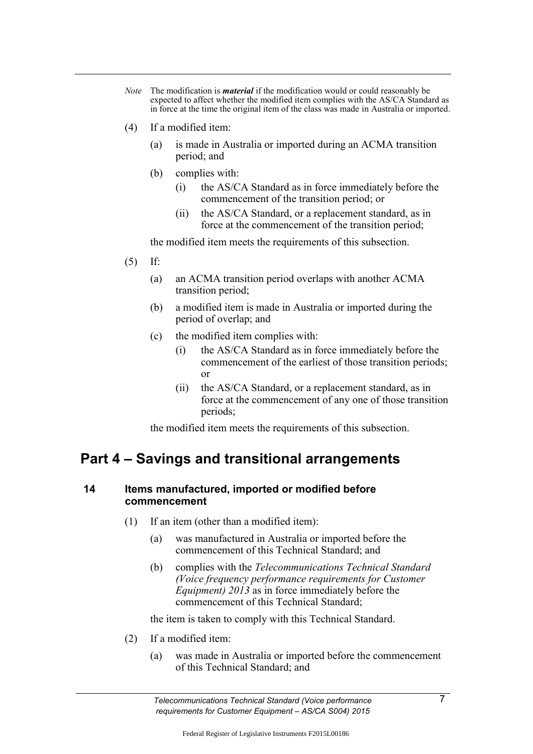*Note* The modification is ***material*** if the modification would or could reasonably be expected to affect whether the modified item complies with the AS/CA Standard as in force at the time the original item of the class was made in Australia or imported.

(4) If a modified item:

(a) is made in Australia or imported during an ACMA transition period; and

(b) complies with:

(i) the AS/CA Standard as in force immediately before the commencement of the transition period; or

(ii) the AS/CA Standard, or a replacement standard, as in force at the commencement of the transition period;

the modified item meets the requirements of this subsection.

(5) If:

(a) an ACMA transition period overlaps with another ACMA transition period;

(b) a modified item is made in Australia or imported during the period of overlap; and

(c) the modified item complies with:

(i) the AS/CA Standard as in force immediately before the commencement of the earliest of those transition periods; or

(ii) the AS/CA Standard, or a replacement standard, as in force at the commencement of any one of those transition periods;

the modified item meets the requirements of this subsection.

# Part 4 – Savings and transitional arrangements

### 14 Items manufactured, imported or modified before commencement

(1) If an item (other than a modified item):

(a) was manufactured in Australia or imported before the commencement of this Technical Standard; and

(b) complies with the *Telecommunications Technical Standard (Voice frequency performance requirements for Customer Equipment) 2013* as in force immediately before the commencement of this Technical Standard;

the item is taken to comply with this Technical Standard.

(2) If a modified item:

(a) was made in Australia or imported before the commencement of this Technical Standard; and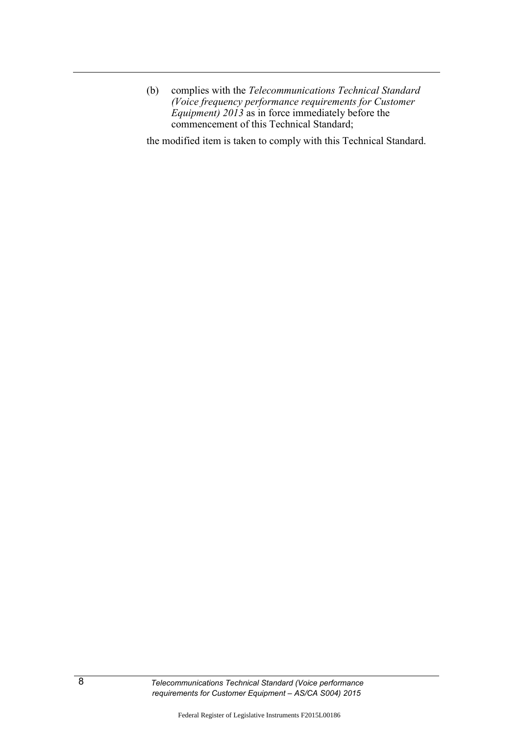(b) complies with the *Telecommunications Technical Standard (Voice frequency performance requirements for Customer Equipment) 2013* as in force immediately before the commencement of this Technical Standard;

the modified item is taken to comply with this Technical Standard.